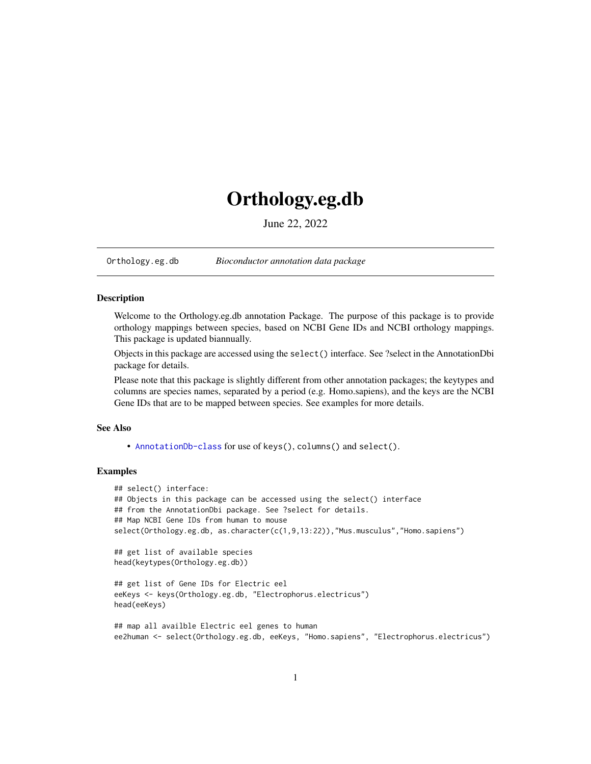# Orthology.eg.db

June 22, 2022

Orthology.eg.db *Bioconductor annotation data package*

### Description

Welcome to the Orthology.eg.db annotation Package. The purpose of this package is to provide orthology mappings between species, based on NCBI Gene IDs and NCBI orthology mappings. This package is updated biannually.

Objects in this package are accessed using the `select()` interface. See ?select in the AnnotationDbi package for details.

Please note that this package is slightly different from other annotation packages; the keytypes and columns are species names, separated by a period (e.g. Homo.sapiens), and the keys are the NCBI Gene IDs that are to be mapped between species. See examples for more details.

### See Also

- `AnnotationDb-class` for use of `keys()`, `columns()` and `select()`.

### Examples

```
## select() interface:
## Objects in this package can be accessed using the select() interface
## from the AnnotationDbi package. See ?select for details.
## Map NCBI Gene IDs from human to mouse
select(Orthology.eg.db, as.character(c(1,9,13:22)),"Mus.musculus","Homo.sapiens")

## get list of available species
head(keytypes(Orthology.eg.db))

## get list of Gene IDs for Electric eel
eeKeys <- keys(Orthology.eg.db, "Electrophorus.electricus")
head(eeKeys)

## map all availble Electric eel genes to human
ee2human <- select(Orthology.eg.db, eeKeys, "Homo.sapiens", "Electrophorus.electricus")
```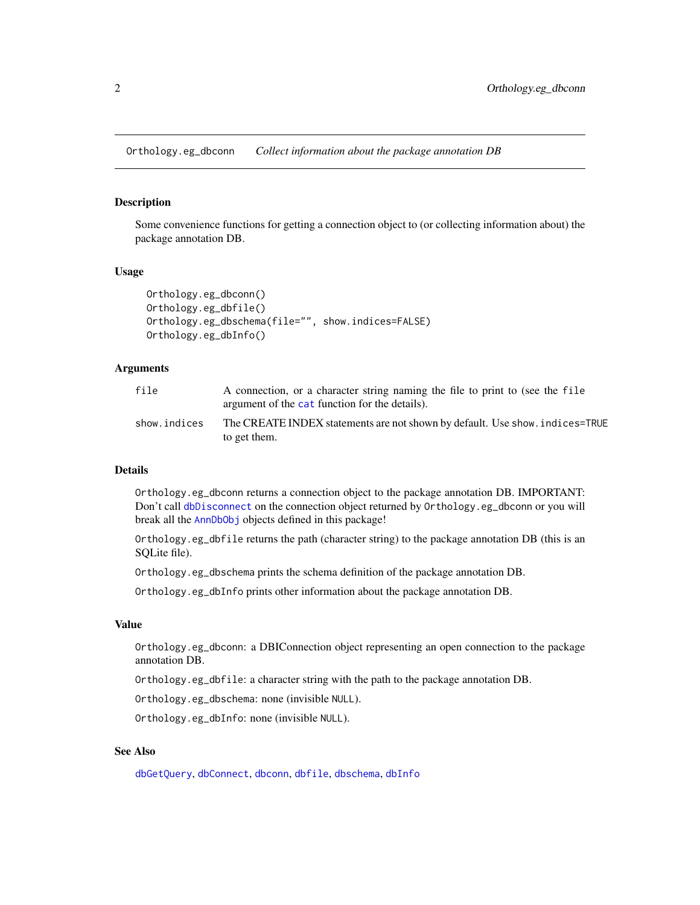## Orthology.eg_dbconn *Collect information about the package annotation DB*

### Description

Some convenience functions for getting a connection object to (or collecting information about) the package annotation DB.

### Usage

```
Orthology.eg_dbconn()
Orthology.eg_dbfile()
Orthology.eg_dbschema(file="", show.indices=FALSE)
Orthology.eg_dbInfo()
```

### Arguments

| | |
|---|---|
| file | A connection, or a character string naming the file to print to (see the `file` argument of the `cat` function for the details). |
| show.indices | The CREATE INDEX statements are not shown by default. Use `show.indices=TRUE` to get them. |

### Details

`Orthology.eg_dbconn` returns a connection object to the package annotation DB. IMPORTANT: Don't call `dbDisconnect` on the connection object returned by `Orthology.eg_dbconn` or you will break all the `AnnDbObj` objects defined in this package!

`Orthology.eg_dbfile` returns the path (character string) to the package annotation DB (this is an SQLite file).

`Orthology.eg_dbschema` prints the schema definition of the package annotation DB.

`Orthology.eg_dbInfo` prints other information about the package annotation DB.

### Value

`Orthology.eg_dbconn`: a DBIConnection object representing an open connection to the package annotation DB.

`Orthology.eg_dbfile`: a character string with the path to the package annotation DB.

`Orthology.eg_dbschema`: none (invisible `NULL`).

`Orthology.eg_dbInfo`: none (invisible `NULL`).

### See Also

`dbGetQuery`, `dbConnect`, `dbconn`, `dbfile`, `dbschema`, `dbInfo`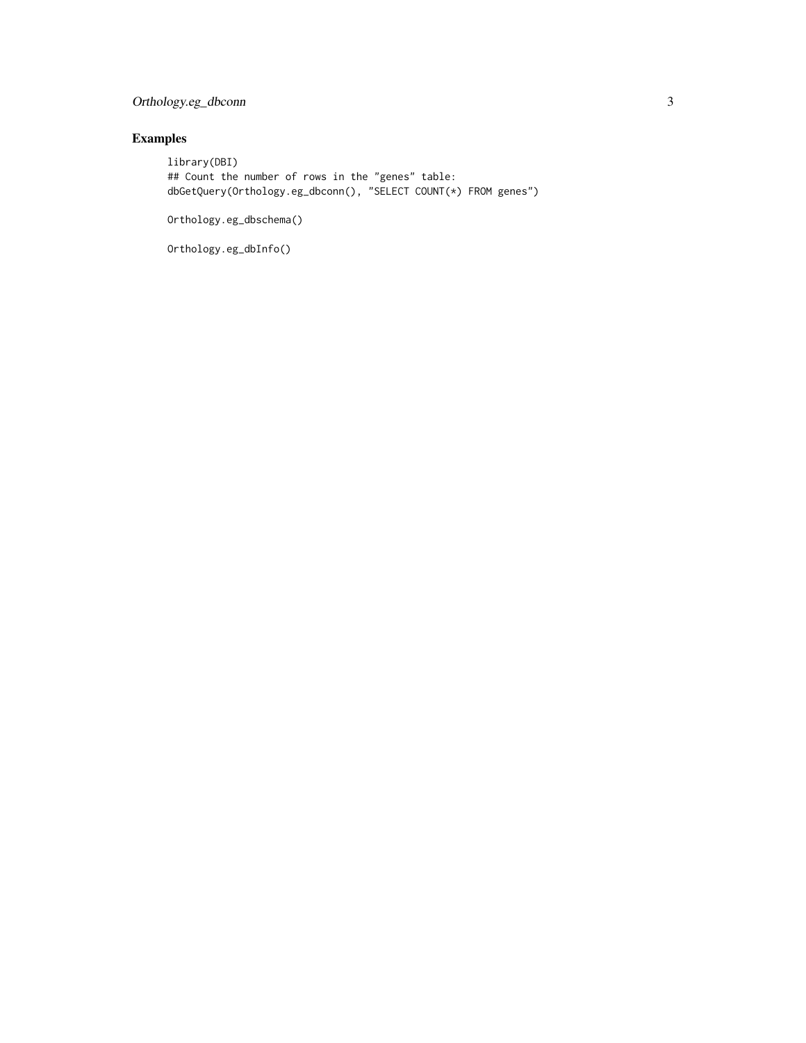## Examples

```
library(DBI)
## Count the number of rows in the "genes" table:
dbGetQuery(Orthology.eg_dbconn(), "SELECT COUNT(*) FROM genes")

Orthology.eg_dbschema()

Orthology.eg_dbInfo()
```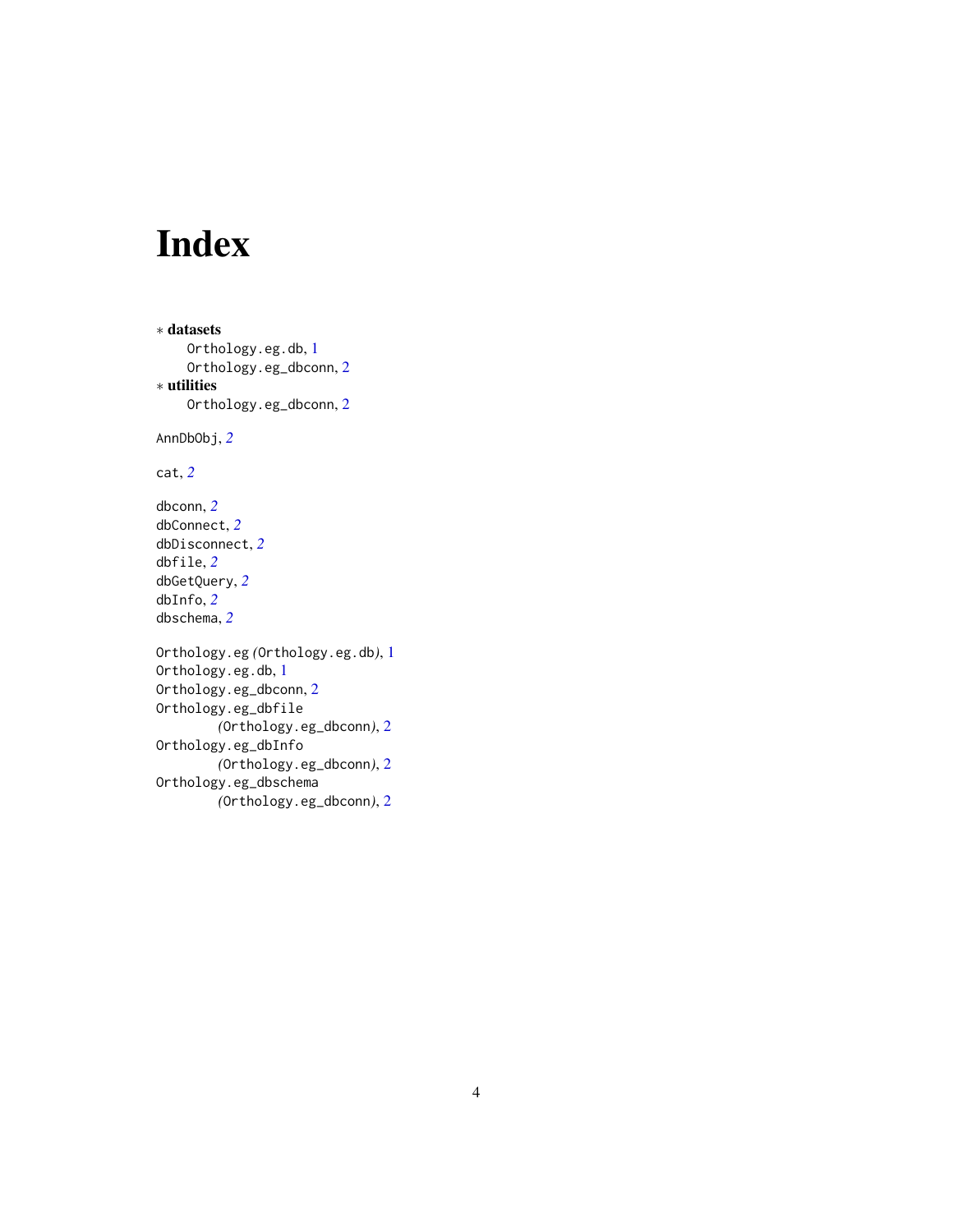# Index

∗ **datasets**
  Orthology.eg.db, 1
  Orthology.eg_dbconn, 2

∗ **utilities**
  Orthology.eg_dbconn, 2

AnnDbObj, *2*

cat, *2*

dbconn, *2*
dbConnect, *2*
dbDisconnect, *2*
dbfile, *2*
dbGetQuery, *2*
dbInfo, *2*
dbschema, *2*

Orthology.eg *(*Orthology.eg.db*)*, 1
Orthology.eg.db, 1
Orthology.eg_dbconn, 2
Orthology.eg_dbfile
    *(*Orthology.eg_dbconn*)*, 2
Orthology.eg_dbInfo
    *(*Orthology.eg_dbconn*)*, 2
Orthology.eg_dbschema
    *(*Orthology.eg_dbconn*)*, 2